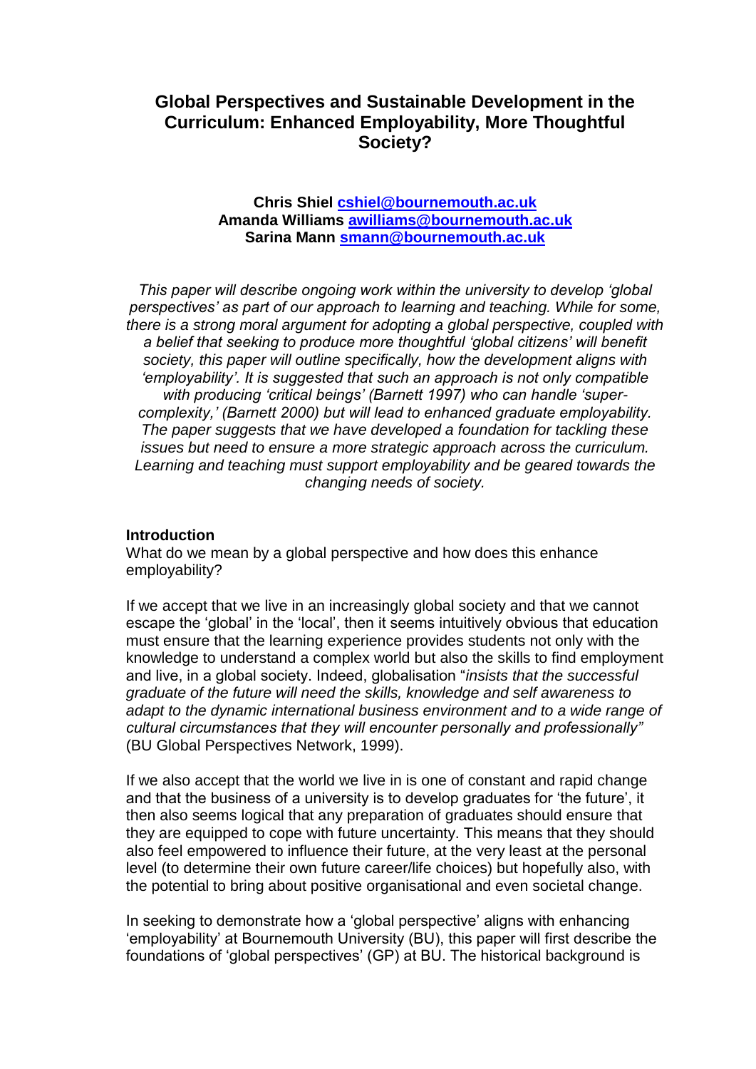# Global Perspectives and Sustainable Development in the Curriculum: Enhanced Employability, More Thoughtful Society?

**Chris Shiel [cshiel@bournemouth.ac.uk](mailto:cshiel@bournemouth.ac.uk)**
**Amanda Williams [awilliams@bournemouth.ac.uk](mailto:awilliams@bournemouth.ac.uk)**
**Sarina Mann [smann@bournemouth.ac.uk](mailto:smann@bournemouth.ac.uk)**

*This paper will describe ongoing work within the university to develop 'global perspectives' as part of our approach to learning and teaching. While for some, there is a strong moral argument for adopting a global perspective, coupled with a belief that seeking to produce more thoughtful 'global citizens' will benefit society, this paper will outline specifically, how the development aligns with 'employability'. It is suggested that such an approach is not only compatible with producing 'critical beings' (Barnett 1997) who can handle 'super-complexity,' (Barnett 2000) but will lead to enhanced graduate employability. The paper suggests that we have developed a foundation for tackling these issues but need to ensure a more strategic approach across the curriculum. Learning and teaching must support employability and be geared towards the changing needs of society.*

## Introduction

What do we mean by a global perspective and how does this enhance employability?

If we accept that we live in an increasingly global society and that we cannot escape the 'global' in the 'local', then it seems intuitively obvious that education must ensure that the learning experience provides students not only with the knowledge to understand a complex world but also the skills to find employment and live, in a global society. Indeed, globalisation "*insists that the successful graduate of the future will need the skills, knowledge and self awareness to adapt to the dynamic international business environment and to a wide range of cultural circumstances that they will encounter personally and professionally"* (BU Global Perspectives Network, 1999).

If we also accept that the world we live in is one of constant and rapid change and that the business of a university is to develop graduates for 'the future', it then also seems logical that any preparation of graduates should ensure that they are equipped to cope with future uncertainty. This means that they should also feel empowered to influence their future, at the very least at the personal level (to determine their own future career/life choices) but hopefully also, with the potential to bring about positive organisational and even societal change.

In seeking to demonstrate how a 'global perspective' aligns with enhancing 'employability' at Bournemouth University (BU), this paper will first describe the foundations of 'global perspectives' (GP) at BU. The historical background is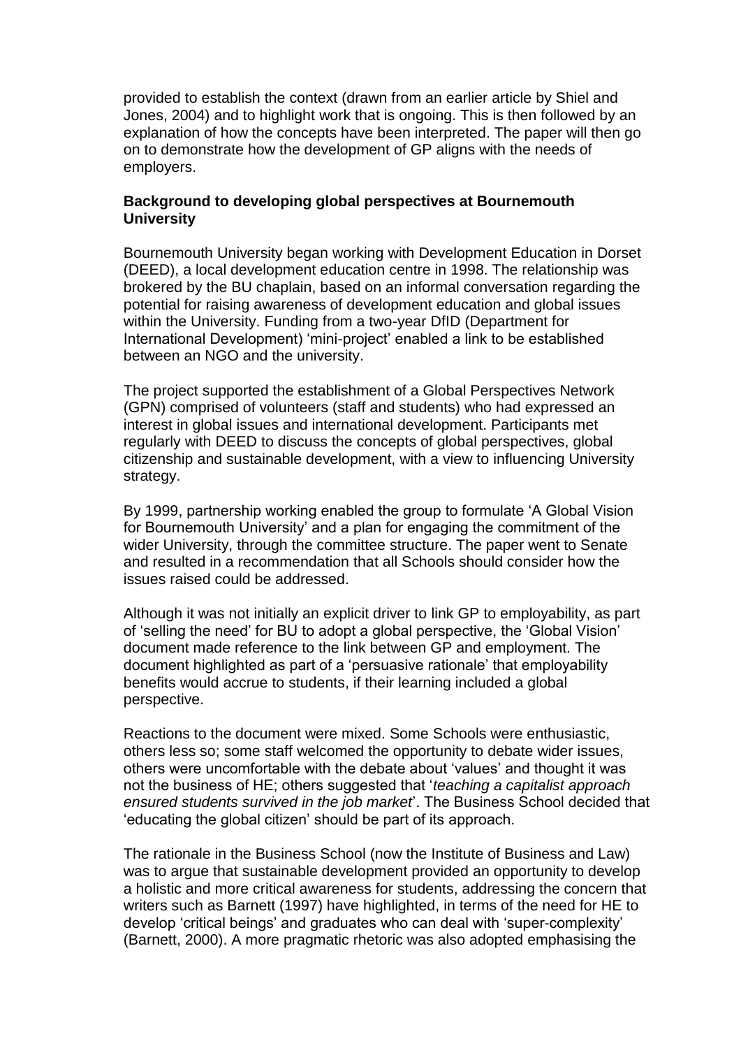provided to establish the context (drawn from an earlier article by Shiel and Jones, 2004) and to highlight work that is ongoing. This is then followed by an explanation of how the concepts have been interpreted. The paper will then go on to demonstrate how the development of GP aligns with the needs of employers.

**Background to developing global perspectives at Bournemouth University**

Bournemouth University began working with Development Education in Dorset (DEED), a local development education centre in 1998. The relationship was brokered by the BU chaplain, based on an informal conversation regarding the potential for raising awareness of development education and global issues within the University. Funding from a two-year DfID (Department for International Development) 'mini-project' enabled a link to be established between an NGO and the university.

The project supported the establishment of a Global Perspectives Network (GPN) comprised of volunteers (staff and students) who had expressed an interest in global issues and international development. Participants met regularly with DEED to discuss the concepts of global perspectives, global citizenship and sustainable development, with a view to influencing University strategy.

By 1999, partnership working enabled the group to formulate 'A Global Vision for Bournemouth University' and a plan for engaging the commitment of the wider University, through the committee structure. The paper went to Senate and resulted in a recommendation that all Schools should consider how the issues raised could be addressed.

Although it was not initially an explicit driver to link GP to employability, as part of 'selling the need' for BU to adopt a global perspective, the 'Global Vision' document made reference to the link between GP and employment. The document highlighted as part of a 'persuasive rationale' that employability benefits would accrue to students, if their learning included a global perspective.

Reactions to the document were mixed. Some Schools were enthusiastic, others less so; some staff welcomed the opportunity to debate wider issues, others were uncomfortable with the debate about 'values' and thought it was not the business of HE; others suggested that '*teaching a capitalist approach ensured students survived in the job market*'. The Business School decided that 'educating the global citizen' should be part of its approach.

The rationale in the Business School (now the Institute of Business and Law) was to argue that sustainable development provided an opportunity to develop a holistic and more critical awareness for students, addressing the concern that writers such as Barnett (1997) have highlighted, in terms of the need for HE to develop 'critical beings' and graduates who can deal with 'super-complexity' (Barnett, 2000). A more pragmatic rhetoric was also adopted emphasising the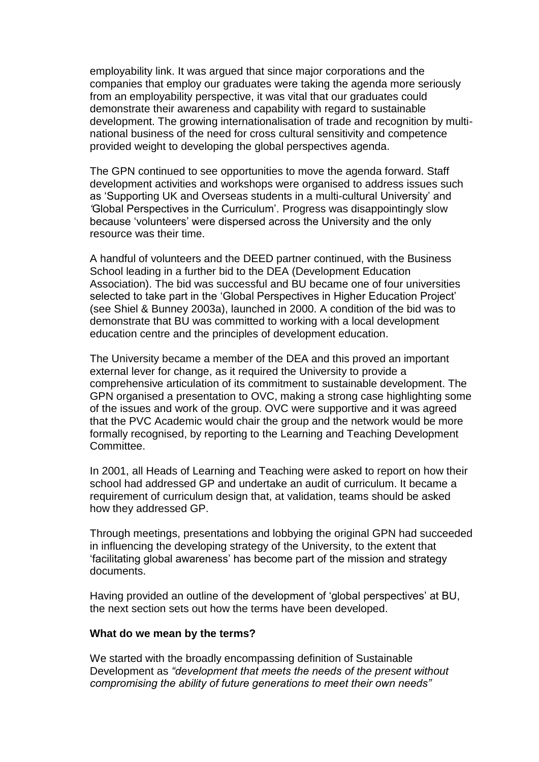employability link. It was argued that since major corporations and the companies that employ our graduates were taking the agenda more seriously from an employability perspective, it was vital that our graduates could demonstrate their awareness and capability with regard to sustainable development. The growing internationalisation of trade and recognition by multi-national business of the need for cross cultural sensitivity and competence provided weight to developing the global perspectives agenda.

The GPN continued to see opportunities to move the agenda forward. Staff development activities and workshops were organised to address issues such as 'Supporting UK and Overseas students in a multi-cultural University' and *'*Global Perspectives in the Curriculum'. Progress was disappointingly slow because 'volunteers' were dispersed across the University and the only resource was their time.

A handful of volunteers and the DEED partner continued, with the Business School leading in a further bid to the DEA (Development Education Association). The bid was successful and BU became one of four universities selected to take part in the 'Global Perspectives in Higher Education Project' (see Shiel & Bunney 2003a), launched in 2000. A condition of the bid was to demonstrate that BU was committed to working with a local development education centre and the principles of development education.

The University became a member of the DEA and this proved an important external lever for change, as it required the University to provide a comprehensive articulation of its commitment to sustainable development. The GPN organised a presentation to OVC, making a strong case highlighting some of the issues and work of the group. OVC were supportive and it was agreed that the PVC Academic would chair the group and the network would be more formally recognised, by reporting to the Learning and Teaching Development Committee.

In 2001, all Heads of Learning and Teaching were asked to report on how their school had addressed GP and undertake an audit of curriculum. It became a requirement of curriculum design that, at validation, teams should be asked how they addressed GP.

Through meetings, presentations and lobbying the original GPN had succeeded in influencing the developing strategy of the University, to the extent that 'facilitating global awareness' has become part of the mission and strategy documents.

Having provided an outline of the development of 'global perspectives' at BU, the next section sets out how the terms have been developed.

**What do we mean by the terms?**

We started with the broadly encompassing definition of Sustainable Development as *"development that meets the needs of the present without compromising the ability of future generations to meet their own needs"*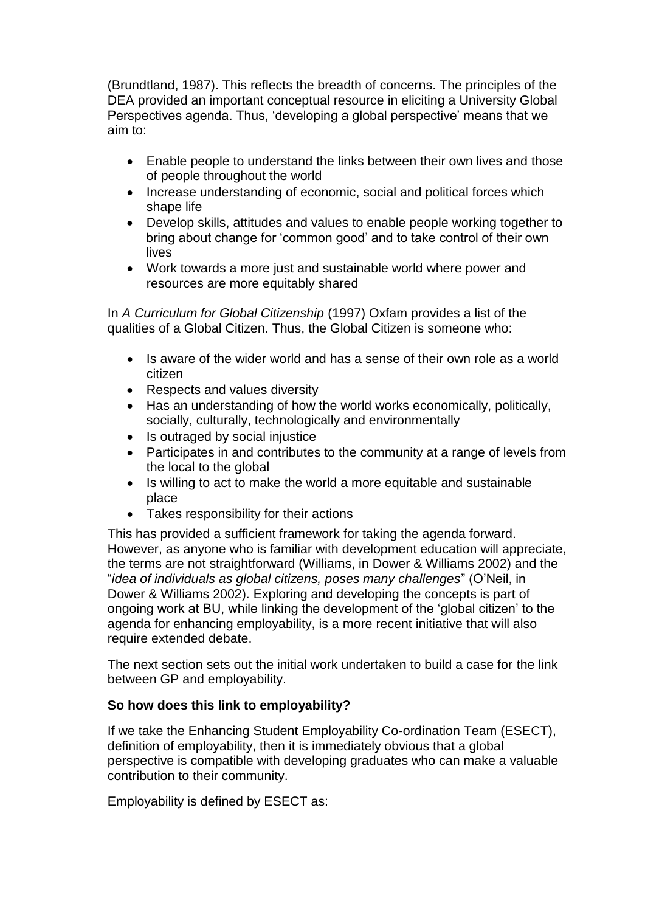(Brundtland, 1987). This reflects the breadth of concerns. The principles of the DEA provided an important conceptual resource in eliciting a University Global Perspectives agenda. Thus, 'developing a global perspective' means that we aim to:

- Enable people to understand the links between their own lives and those of people throughout the world
- Increase understanding of economic, social and political forces which shape life
- Develop skills, attitudes and values to enable people working together to bring about change for 'common good' and to take control of their own lives
- Work towards a more just and sustainable world where power and resources are more equitably shared

In *A Curriculum for Global Citizenship* (1997) Oxfam provides a list of the qualities of a Global Citizen. Thus, the Global Citizen is someone who:

- Is aware of the wider world and has a sense of their own role as a world citizen
- Respects and values diversity
- Has an understanding of how the world works economically, politically, socially, culturally, technologically and environmentally
- Is outraged by social injustice
- Participates in and contributes to the community at a range of levels from the local to the global
- Is willing to act to make the world a more equitable and sustainable place
- Takes responsibility for their actions

This has provided a sufficient framework for taking the agenda forward. However, as anyone who is familiar with development education will appreciate, the terms are not straightforward (Williams, in Dower & Williams 2002) and the "*idea of individuals as global citizens, poses many challenges*" (O'Neil, in Dower & Williams 2002). Exploring and developing the concepts is part of ongoing work at BU, while linking the development of the 'global citizen' to the agenda for enhancing employability, is a more recent initiative that will also require extended debate.

The next section sets out the initial work undertaken to build a case for the link between GP and employability.

**So how does this link to employability?**

If we take the Enhancing Student Employability Co-ordination Team (ESECT), definition of employability, then it is immediately obvious that a global perspective is compatible with developing graduates who can make a valuable contribution to their community.

Employability is defined by ESECT as: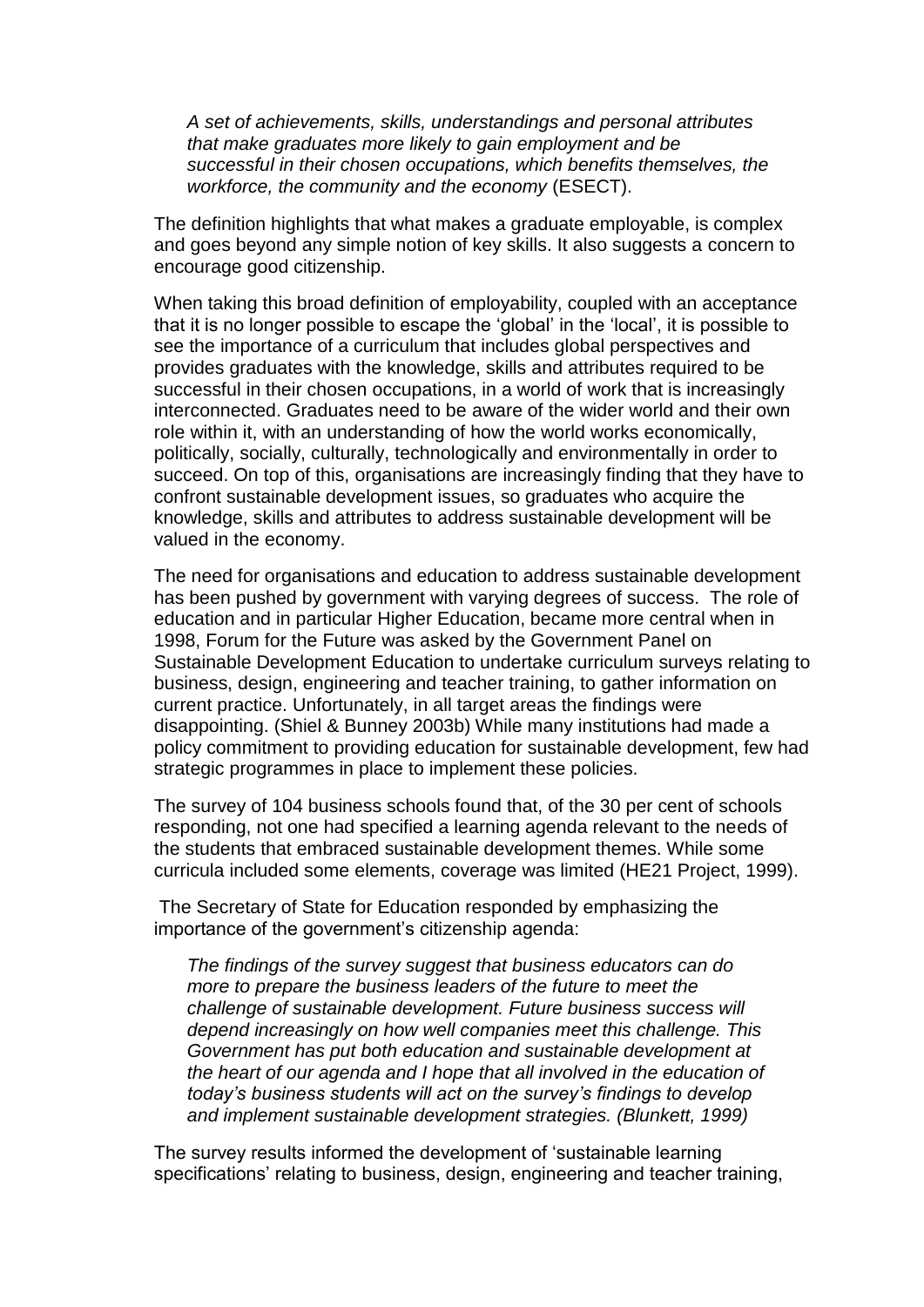> *A set of achievements, skills, understandings and personal attributes that make graduates more likely to gain employment and be successful in their chosen occupations, which benefits themselves, the workforce, the community and the economy* (ESECT).

The definition highlights that what makes a graduate employable, is complex and goes beyond any simple notion of key skills. It also suggests a concern to encourage good citizenship.

When taking this broad definition of employability, coupled with an acceptance that it is no longer possible to escape the 'global' in the 'local', it is possible to see the importance of a curriculum that includes global perspectives and provides graduates with the knowledge, skills and attributes required to be successful in their chosen occupations, in a world of work that is increasingly interconnected. Graduates need to be aware of the wider world and their own role within it, with an understanding of how the world works economically, politically, socially, culturally, technologically and environmentally in order to succeed. On top of this, organisations are increasingly finding that they have to confront sustainable development issues, so graduates who acquire the knowledge, skills and attributes to address sustainable development will be valued in the economy.

The need for organisations and education to address sustainable development has been pushed by government with varying degrees of success. The role of education and in particular Higher Education, became more central when in 1998, Forum for the Future was asked by the Government Panel on Sustainable Development Education to undertake curriculum surveys relating to business, design, engineering and teacher training, to gather information on current practice. Unfortunately, in all target areas the findings were disappointing. (Shiel & Bunney 2003b) While many institutions had made a policy commitment to providing education for sustainable development, few had strategic programmes in place to implement these policies.

The survey of 104 business schools found that, of the 30 per cent of schools responding, not one had specified a learning agenda relevant to the needs of the students that embraced sustainable development themes. While some curricula included some elements, coverage was limited (HE21 Project, 1999).

The Secretary of State for Education responded by emphasizing the importance of the government's citizenship agenda:

> *The findings of the survey suggest that business educators can do more to prepare the business leaders of the future to meet the challenge of sustainable development. Future business success will depend increasingly on how well companies meet this challenge. This Government has put both education and sustainable development at the heart of our agenda and I hope that all involved in the education of today's business students will act on the survey's findings to develop and implement sustainable development strategies. (Blunkett, 1999)*

The survey results informed the development of 'sustainable learning specifications' relating to business, design, engineering and teacher training,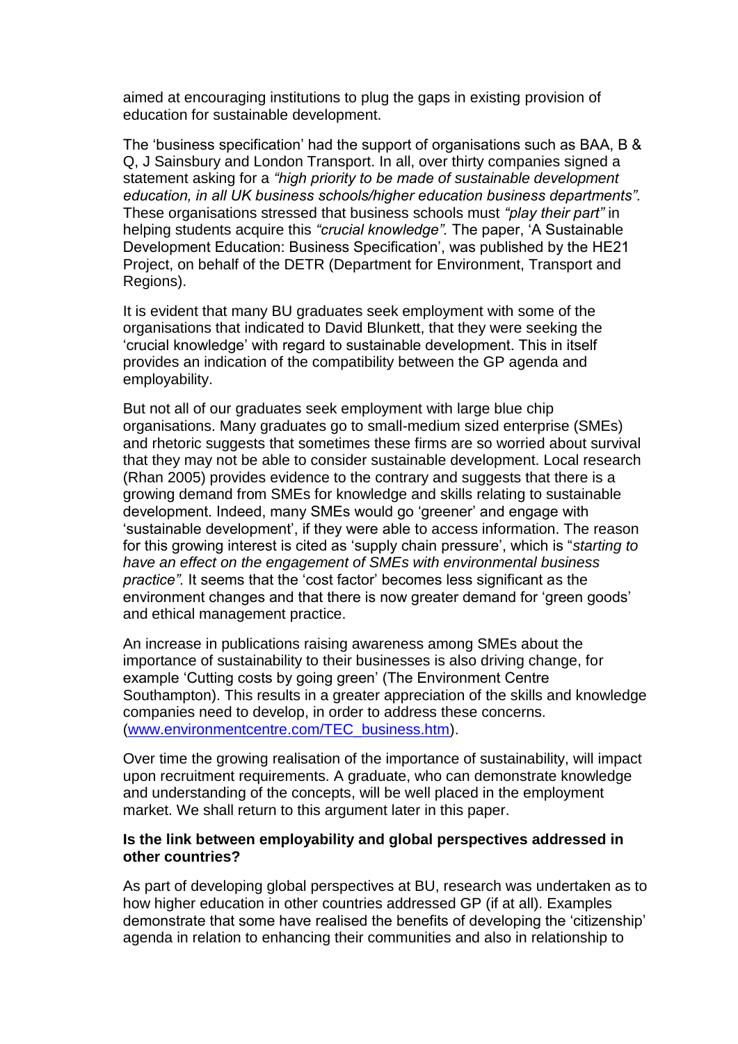aimed at encouraging institutions to plug the gaps in existing provision of education for sustainable development.

The 'business specification' had the support of organisations such as BAA, B & Q, J Sainsbury and London Transport. In all, over thirty companies signed a statement asking for a *"high priority to be made of sustainable development education, in all UK business schools/higher education business departments".* These organisations stressed that business schools must *"play their part"* in helping students acquire this *"crucial knowledge".* The paper, 'A Sustainable Development Education: Business Specification', was published by the HE21 Project, on behalf of the DETR (Department for Environment, Transport and Regions).

It is evident that many BU graduates seek employment with some of the organisations that indicated to David Blunkett, that they were seeking the 'crucial knowledge' with regard to sustainable development. This in itself provides an indication of the compatibility between the GP agenda and employability.

But not all of our graduates seek employment with large blue chip organisations. Many graduates go to small-medium sized enterprise (SMEs) and rhetoric suggests that sometimes these firms are so worried about survival that they may not be able to consider sustainable development. Local research (Rhan 2005) provides evidence to the contrary and suggests that there is a growing demand from SMEs for knowledge and skills relating to sustainable development. Indeed, many SMEs would go 'greener' and engage with 'sustainable development', if they were able to access information. The reason for this growing interest is cited as 'supply chain pressure', which is "*starting to have an effect on the engagement of SMEs with environmental business practice".* It seems that the 'cost factor' becomes less significant as the environment changes and that there is now greater demand for 'green goods' and ethical management practice.

An increase in publications raising awareness among SMEs about the importance of sustainability to their businesses is also driving change, for example 'Cutting costs by going green' (The Environment Centre Southampton). This results in a greater appreciation of the skills and knowledge companies need to develop, in order to address these concerns. ([www.environmentcentre.com/TEC_business.htm](www.environmentcentre.com/TEC_business.htm)).

Over time the growing realisation of the importance of sustainability, will impact upon recruitment requirements. A graduate, who can demonstrate knowledge and understanding of the concepts, will be well placed in the employment market. We shall return to this argument later in this paper.

**Is the link between employability and global perspectives addressed in other countries?**

As part of developing global perspectives at BU, research was undertaken as to how higher education in other countries addressed GP (if at all). Examples demonstrate that some have realised the benefits of developing the 'citizenship' agenda in relation to enhancing their communities and also in relationship to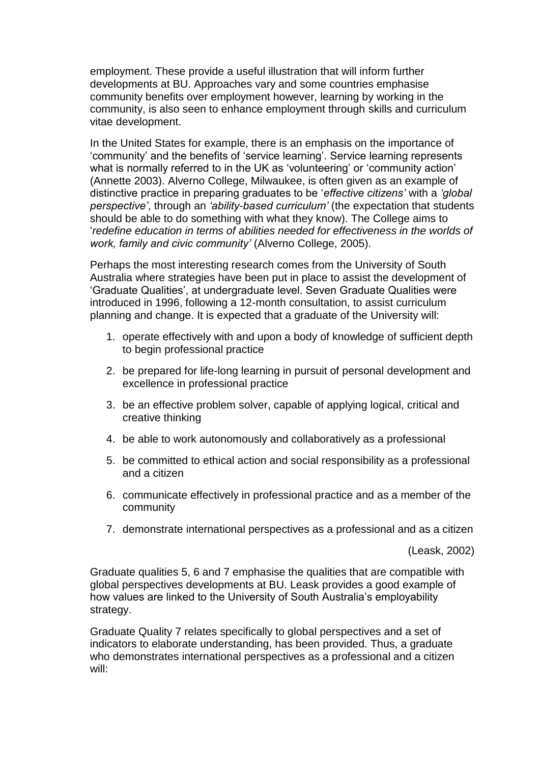employment. These provide a useful illustration that will inform further developments at BU. Approaches vary and some countries emphasise community benefits over employment however, learning by working in the community, is also seen to enhance employment through skills and curriculum vitae development.

In the United States for example, there is an emphasis on the importance of 'community' and the benefits of 'service learning'. Service learning represents what is normally referred to in the UK as 'volunteering' or 'community action' (Annette 2003). Alverno College, Milwaukee, is often given as an example of distinctive practice in preparing graduates to be '*effective citizens'* with a *'global perspective'*, through an *'ability-based curriculum'* (the expectation that students should be able to do something with what they know). The College aims to '*redefine education in terms of abilities needed for effectiveness in the worlds of work, family and civic community'* (Alverno College, 2005).

Perhaps the most interesting research comes from the University of South Australia where strategies have been put in place to assist the development of 'Graduate Qualities', at undergraduate level. Seven Graduate Qualities were introduced in 1996, following a 12-month consultation, to assist curriculum planning and change. It is expected that a graduate of the University will:

1. operate effectively with and upon a body of knowledge of sufficient depth to begin professional practice
2. be prepared for life-long learning in pursuit of personal development and excellence in professional practice
3. be an effective problem solver, capable of applying logical, critical and creative thinking
4. be able to work autonomously and collaboratively as a professional
5. be committed to ethical action and social responsibility as a professional and a citizen
6. communicate effectively in professional practice and as a member of the community
7. demonstrate international perspectives as a professional and as a citizen

(Leask, 2002)

Graduate qualities 5, 6 and 7 emphasise the qualities that are compatible with global perspectives developments at BU. Leask provides a good example of how values are linked to the University of South Australia's employability strategy.

Graduate Quality 7 relates specifically to global perspectives and a set of indicators to elaborate understanding, has been provided. Thus, a graduate who demonstrates international perspectives as a professional and a citizen will: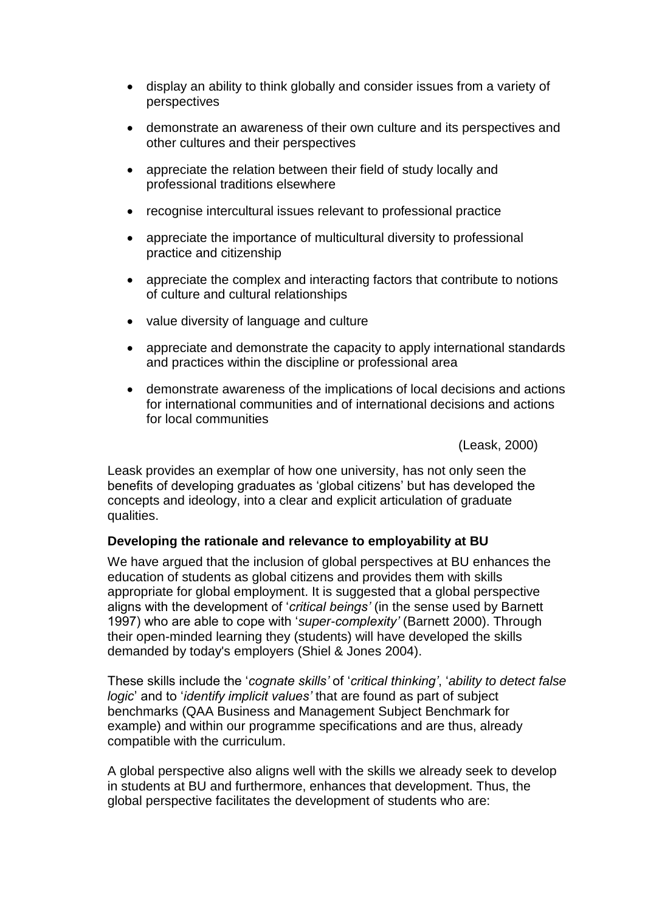- display an ability to think globally and consider issues from a variety of perspectives
- demonstrate an awareness of their own culture and its perspectives and other cultures and their perspectives
- appreciate the relation between their field of study locally and professional traditions elsewhere
- recognise intercultural issues relevant to professional practice
- appreciate the importance of multicultural diversity to professional practice and citizenship
- appreciate the complex and interacting factors that contribute to notions of culture and cultural relationships
- value diversity of language and culture
- appreciate and demonstrate the capacity to apply international standards and practices within the discipline or professional area
- demonstrate awareness of the implications of local decisions and actions for international communities and of international decisions and actions for local communities

(Leask, 2000)

Leask provides an exemplar of how one university, has not only seen the benefits of developing graduates as 'global citizens' but has developed the concepts and ideology, into a clear and explicit articulation of graduate qualities.

**Developing the rationale and relevance to employability at BU**

We have argued that the inclusion of global perspectives at BU enhances the education of students as global citizens and provides them with skills appropriate for global employment. It is suggested that a global perspective aligns with the development of '*critical beings'* (in the sense used by Barnett 1997) who are able to cope with '*super-complexity'* (Barnett 2000). Through their open-minded learning they (students) will have developed the skills demanded by today's employers (Shiel & Jones 2004).

These skills include the '*cognate skills'* of '*critical thinking'*, '*ability to detect false logic*' and to '*identify implicit values'* that are found as part of subject benchmarks (QAA Business and Management Subject Benchmark for example) and within our programme specifications and are thus, already compatible with the curriculum.

A global perspective also aligns well with the skills we already seek to develop in students at BU and furthermore, enhances that development. Thus, the global perspective facilitates the development of students who are: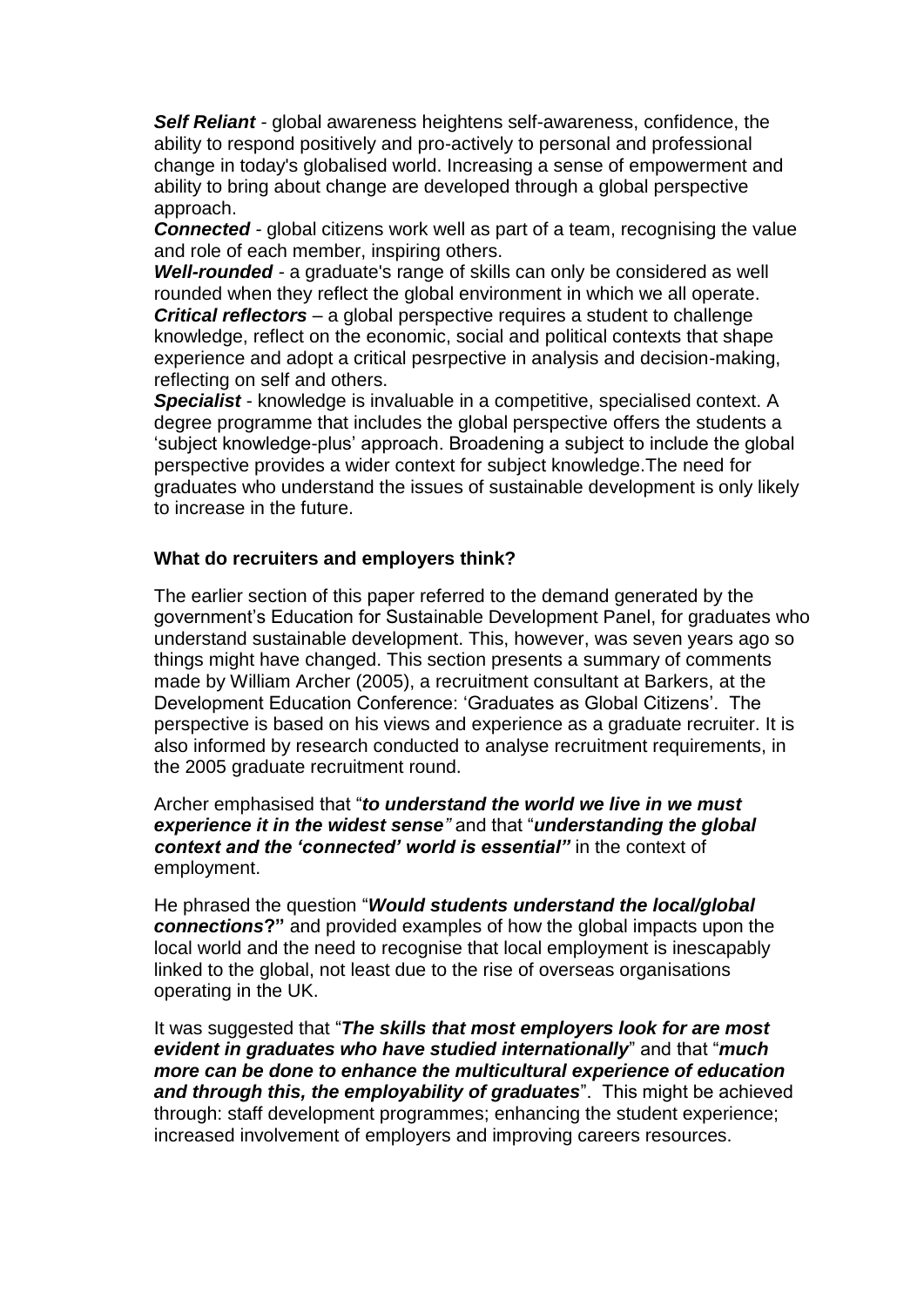***Self Reliant*** - global awareness heightens self-awareness, confidence, the ability to respond positively and pro-actively to personal and professional change in today's globalised world. Increasing a sense of empowerment and ability to bring about change are developed through a global perspective approach.

***Connected*** - global citizens work well as part of a team, recognising the value and role of each member, inspiring others.

***Well-rounded*** - a graduate's range of skills can only be considered as well rounded when they reflect the global environment in which we all operate.

***Critical reflectors*** – a global perspective requires a student to challenge knowledge, reflect on the economic, social and political contexts that shape experience and adopt a critical pesrpective in analysis and decision-making, reflecting on self and others.

***Specialist*** - knowledge is invaluable in a competitive, specialised context. A degree programme that includes the global perspective offers the students a 'subject knowledge-plus' approach. Broadening a subject to include the global perspective provides a wider context for subject knowledge.The need for graduates who understand the issues of sustainable development is only likely to increase in the future.

**What do recruiters and employers think?**

The earlier section of this paper referred to the demand generated by the government's Education for Sustainable Development Panel, for graduates who understand sustainable development. This, however, was seven years ago so things might have changed. This section presents a summary of comments made by William Archer (2005), a recruitment consultant at Barkers, at the Development Education Conference: 'Graduates as Global Citizens'. The perspective is based on his views and experience as a graduate recruiter. It is also informed by research conducted to analyse recruitment requirements, in the 2005 graduate recruitment round.

Archer emphasised that "***to understand the world we live in we must experience it in the widest sense"*** and that "***understanding the global context and the 'connected' world is essential"*** in the context of employment.

He phrased the question "***Would students understand the local/global connections*?"** and provided examples of how the global impacts upon the local world and the need to recognise that local employment is inescapably linked to the global, not least due to the rise of overseas organisations operating in the UK.

It was suggested that "***The skills that most employers look for are most evident in graduates who have studied internationally***" and that "***much more can be done to enhance the multicultural experience of education and through this, the employability of graduates***". This might be achieved through: staff development programmes; enhancing the student experience; increased involvement of employers and improving careers resources.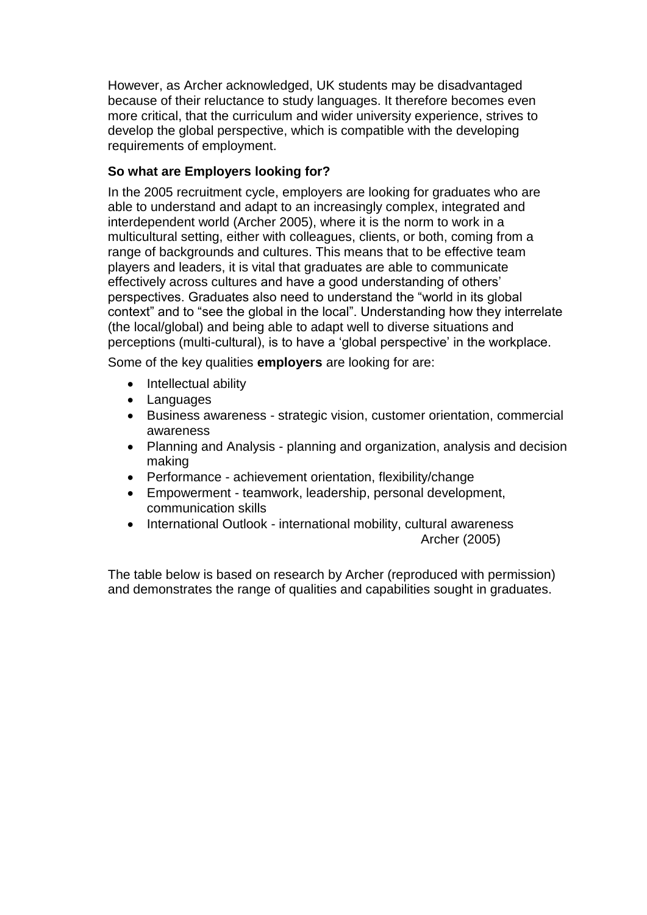However, as Archer acknowledged, UK students may be disadvantaged because of their reluctance to study languages. It therefore becomes even more critical, that the curriculum and wider university experience, strives to develop the global perspective, which is compatible with the developing requirements of employment.

**So what are Employers looking for?**

In the 2005 recruitment cycle, employers are looking for graduates who are able to understand and adapt to an increasingly complex, integrated and interdependent world (Archer 2005), where it is the norm to work in a multicultural setting, either with colleagues, clients, or both, coming from a range of backgrounds and cultures. This means that to be effective team players and leaders, it is vital that graduates are able to communicate effectively across cultures and have a good understanding of others' perspectives. Graduates also need to understand the "world in its global context" and to "see the global in the local". Understanding how they interrelate (the local/global) and being able to adapt well to diverse situations and perceptions (multi-cultural), is to have a 'global perspective' in the workplace.

Some of the key qualities **employers** are looking for are:

- Intellectual ability
- Languages
- Business awareness - strategic vision, customer orientation, commercial awareness
- Planning and Analysis - planning and organization, analysis and decision making
- Performance - achievement orientation, flexibility/change
- Empowerment - teamwork, leadership, personal development, communication skills
- International Outlook - international mobility, cultural awareness

Archer (2005)

The table below is based on research by Archer (reproduced with permission) and demonstrates the range of qualities and capabilities sought in graduates.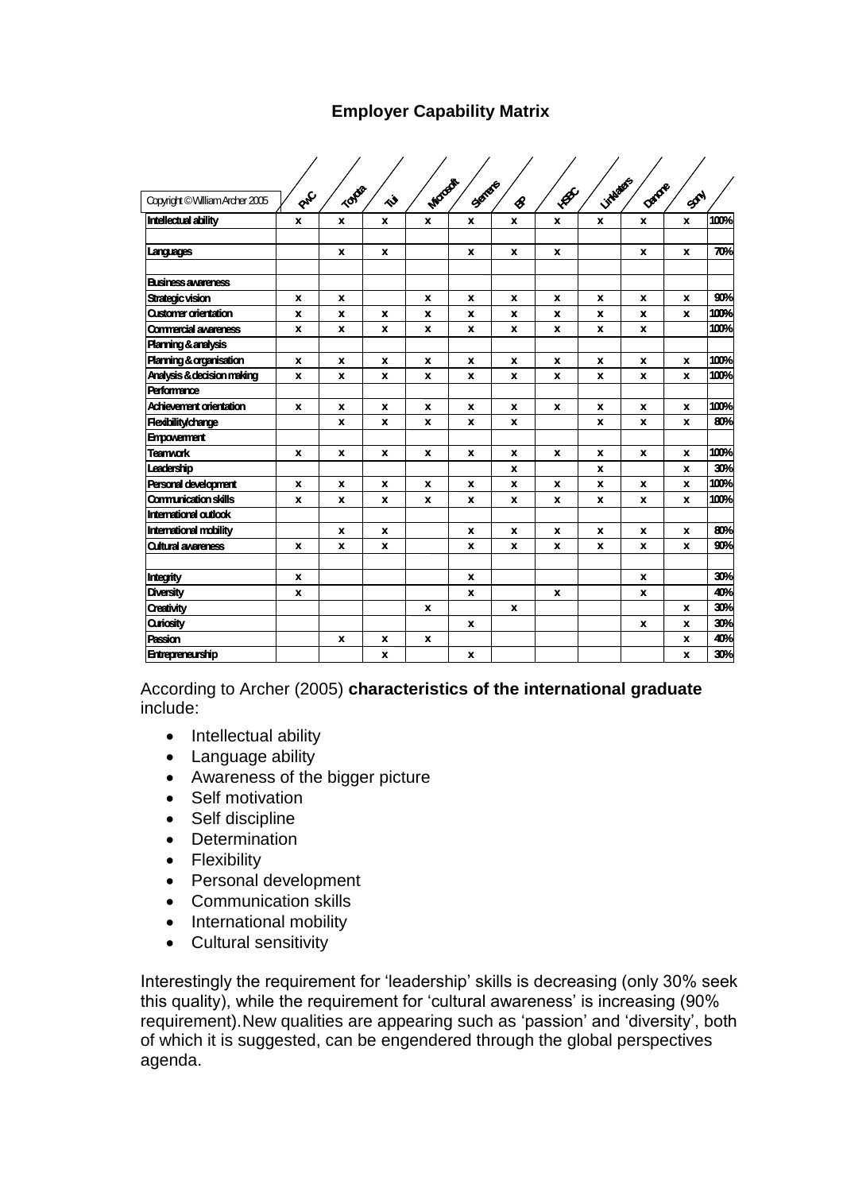## Employer Capability Matrix

| Copyright © William Archer 2005 | PwC | Toyota | Tui | Microsoft | Siemens | BP | HSBC | Linklaters | Danone | Sony | |
|---|---|---|---|---|---|---|---|---|---|---|---|
| **Intellectual ability** | x | x | x | x | x | x | x | x | x | x | 100% |
| | | | | | | | | | | | |
| **Languages** | | x | x | | x | x | x | | x | x | 70% |
| | | | | | | | | | | | |
| **Business awareness** | | | | | | | | | | | |
| Strategic vision | x | x | | x | x | x | x | x | x | x | 90% |
| Customer orientation | x | x | x | x | x | x | x | x | x | x | 100% |
| Commercial awareness | x | x | x | x | x | x | x | x | x | | 100% |
| **Planning & analysis** | | | | | | | | | | | |
| Planning & organisation | x | x | x | x | x | x | x | x | x | x | 100% |
| Analysis & decision making | x | x | x | x | x | x | x | x | x | x | 100% |
| **Performance** | | | | | | | | | | | |
| Achievement orientation | x | x | x | x | x | x | x | x | x | x | 100% |
| Flexibility/change | | x | x | x | x | x | | x | x | x | 80% |
| **Empowerment** | | | | | | | | | | | |
| Teamwork | x | x | x | x | x | x | x | x | x | x | 100% |
| Leadership | | | | | | x | | x | | x | 30% |
| Personal development | x | x | x | x | x | x | x | x | x | x | 100% |
| Communication skills | x | x | x | x | x | x | x | x | x | x | 100% |
| **International outlook** | | | | | | | | | | | |
| International mobility | | x | x | | x | x | x | x | x | x | 80% |
| Cultural awareness | x | x | x | | x | x | x | x | x | x | 90% |
| | | | | | | | | | | | |
| **Integrity** | x | | | | x | | | | x | | 30% |
| **Diversity** | x | | | | x | | x | | x | | 40% |
| **Creativity** | | | | x | | x | | | | x | 30% |
| **Curiosity** | | | | | x | | | | x | x | 30% |
| **Passion** | | x | x | x | | | | | | x | 40% |
| **Entrepreneurship** | | | x | | x | | | | | x | 30% |

According to Archer (2005) **characteristics of the international graduate** include:

- Intellectual ability
- Language ability
- Awareness of the bigger picture
- Self motivation
- Self discipline
- Determination
- Flexibility
- Personal development
- Communication skills
- International mobility
- Cultural sensitivity

Interestingly the requirement for 'leadership' skills is decreasing (only 30% seek this quality), while the requirement for 'cultural awareness' is increasing (90% requirement).New qualities are appearing such as 'passion' and 'diversity', both of which it is suggested, can be engendered through the global perspectives agenda.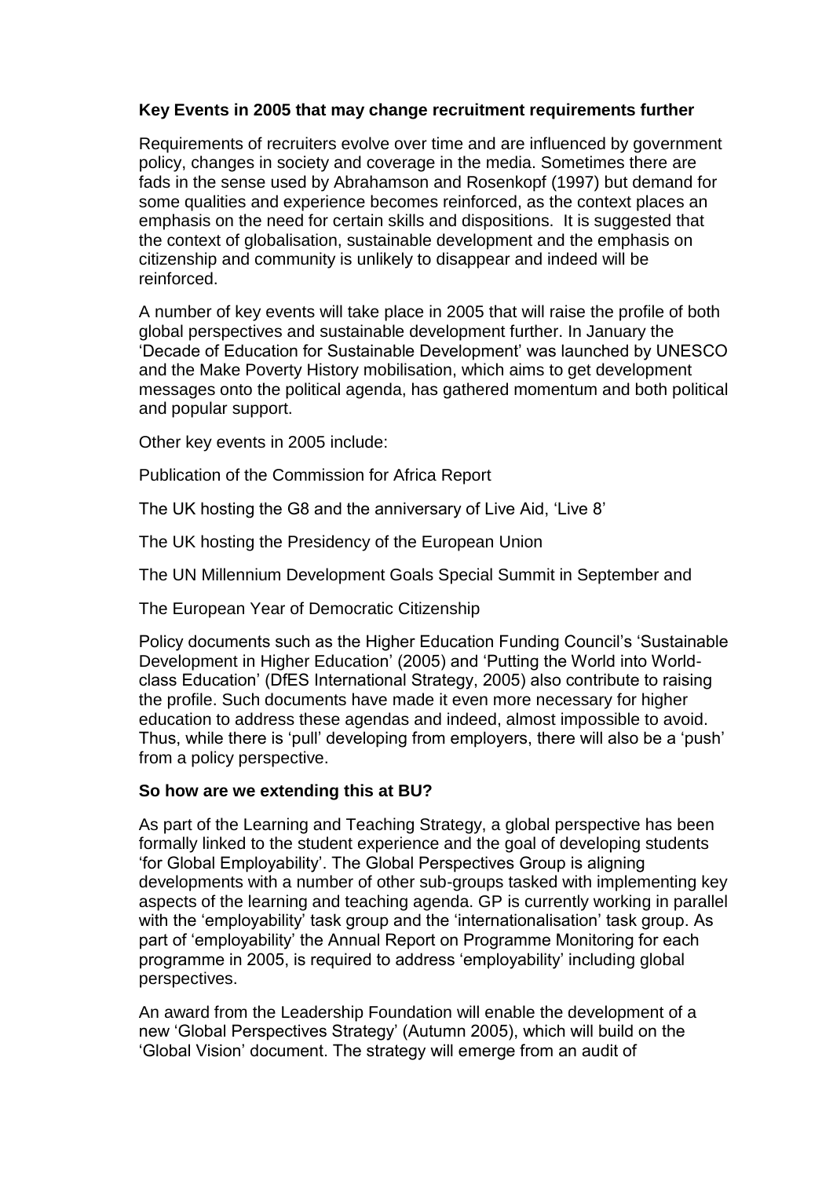**Key Events in 2005 that may change recruitment requirements further**

Requirements of recruiters evolve over time and are influenced by government policy, changes in society and coverage in the media. Sometimes there are fads in the sense used by Abrahamson and Rosenkopf (1997) but demand for some qualities and experience becomes reinforced, as the context places an emphasis on the need for certain skills and dispositions. It is suggested that the context of globalisation, sustainable development and the emphasis on citizenship and community is unlikely to disappear and indeed will be reinforced.

A number of key events will take place in 2005 that will raise the profile of both global perspectives and sustainable development further. In January the 'Decade of Education for Sustainable Development' was launched by UNESCO and the Make Poverty History mobilisation, which aims to get development messages onto the political agenda, has gathered momentum and both political and popular support.

Other key events in 2005 include:

Publication of the Commission for Africa Report

The UK hosting the G8 and the anniversary of Live Aid, 'Live 8'

The UK hosting the Presidency of the European Union

The UN Millennium Development Goals Special Summit in September and

The European Year of Democratic Citizenship

Policy documents such as the Higher Education Funding Council's 'Sustainable Development in Higher Education' (2005) and 'Putting the World into World-class Education' (DfES International Strategy, 2005) also contribute to raising the profile. Such documents have made it even more necessary for higher education to address these agendas and indeed, almost impossible to avoid. Thus, while there is 'pull' developing from employers, there will also be a 'push' from a policy perspective.

**So how are we extending this at BU?**

As part of the Learning and Teaching Strategy, a global perspective has been formally linked to the student experience and the goal of developing students 'for Global Employability'. The Global Perspectives Group is aligning developments with a number of other sub-groups tasked with implementing key aspects of the learning and teaching agenda. GP is currently working in parallel with the 'employability' task group and the 'internationalisation' task group. As part of 'employability' the Annual Report on Programme Monitoring for each programme in 2005, is required to address 'employability' including global perspectives.

An award from the Leadership Foundation will enable the development of a new 'Global Perspectives Strategy' (Autumn 2005), which will build on the 'Global Vision' document. The strategy will emerge from an audit of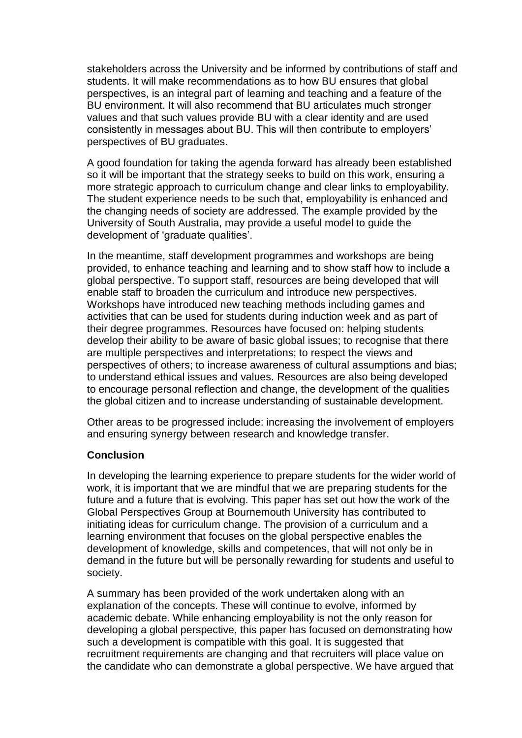stakeholders across the University and be informed by contributions of staff and students. It will make recommendations as to how BU ensures that global perspectives, is an integral part of learning and teaching and a feature of the BU environment. It will also recommend that BU articulates much stronger values and that such values provide BU with a clear identity and are used consistently in messages about BU. This will then contribute to employers' perspectives of BU graduates.

A good foundation for taking the agenda forward has already been established so it will be important that the strategy seeks to build on this work, ensuring a more strategic approach to curriculum change and clear links to employability. The student experience needs to be such that, employability is enhanced and the changing needs of society are addressed. The example provided by the University of South Australia, may provide a useful model to guide the development of 'graduate qualities'.

In the meantime, staff development programmes and workshops are being provided, to enhance teaching and learning and to show staff how to include a global perspective. To support staff, resources are being developed that will enable staff to broaden the curriculum and introduce new perspectives. Workshops have introduced new teaching methods including games and activities that can be used for students during induction week and as part of their degree programmes. Resources have focused on: helping students develop their ability to be aware of basic global issues; to recognise that there are multiple perspectives and interpretations; to respect the views and perspectives of others; to increase awareness of cultural assumptions and bias; to understand ethical issues and values. Resources are also being developed to encourage personal reflection and change, the development of the qualities the global citizen and to increase understanding of sustainable development.

Other areas to be progressed include: increasing the involvement of employers and ensuring synergy between research and knowledge transfer.

**Conclusion**

In developing the learning experience to prepare students for the wider world of work, it is important that we are mindful that we are preparing students for the future and a future that is evolving. This paper has set out how the work of the Global Perspectives Group at Bournemouth University has contributed to initiating ideas for curriculum change. The provision of a curriculum and a learning environment that focuses on the global perspective enables the development of knowledge, skills and competences, that will not only be in demand in the future but will be personally rewarding for students and useful to society.

A summary has been provided of the work undertaken along with an explanation of the concepts. These will continue to evolve, informed by academic debate. While enhancing employability is not the only reason for developing a global perspective, this paper has focused on demonstrating how such a development is compatible with this goal. It is suggested that recruitment requirements are changing and that recruiters will place value on the candidate who can demonstrate a global perspective. We have argued that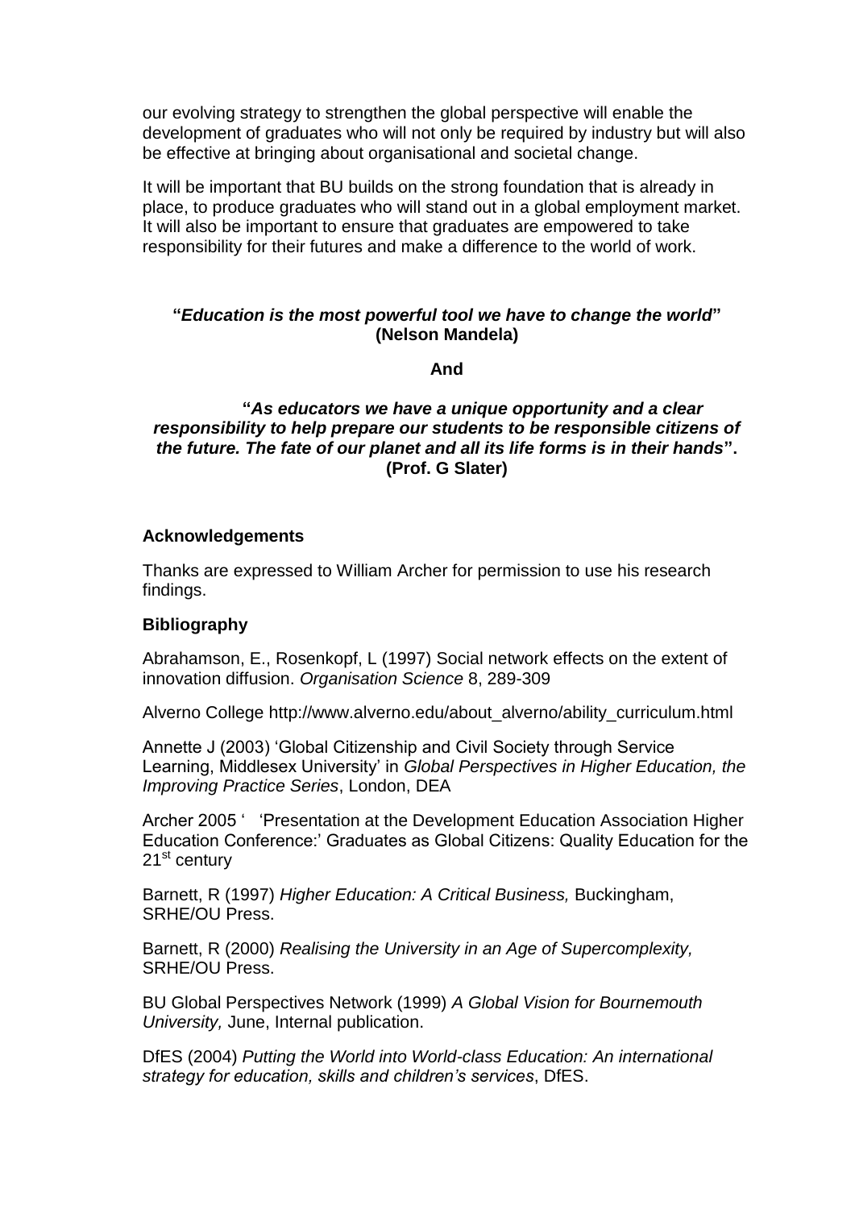our evolving strategy to strengthen the global perspective will enable the development of graduates who will not only be required by industry but will also be effective at bringing about organisational and societal change.

It will be important that BU builds on the strong foundation that is already in place, to produce graduates who will stand out in a global employment market. It will also be important to ensure that graduates are empowered to take responsibility for their futures and make a difference to the world of work.

**"*Education is the most powerful tool we have to change the world*" (Nelson Mandela)**

**And**

**"*As educators we have a unique opportunity and a clear responsibility to help prepare our students to be responsible citizens of the future. The fate of our planet and all its life forms is in their hands*". (Prof. G Slater)**

### Acknowledgements

Thanks are expressed to William Archer for permission to use his research findings.

### Bibliography

Abrahamson, E., Rosenkopf, L (1997) Social network effects on the extent of innovation diffusion. *Organisation Science* 8, 289-309

Alverno College http://www.alverno.edu/about_alverno/ability_curriculum.html

Annette J (2003) 'Global Citizenship and Civil Society through Service Learning, Middlesex University' in *Global Perspectives in Higher Education, the Improving Practice Series*, London, DEA

Archer 2005 ' 'Presentation at the Development Education Association Higher Education Conference:' Graduates as Global Citizens: Quality Education for the 21st century

Barnett, R (1997) *Higher Education: A Critical Business,* Buckingham, SRHE/OU Press.

Barnett, R (2000) *Realising the University in an Age of Supercomplexity,* SRHE/OU Press.

BU Global Perspectives Network (1999) *A Global Vision for Bournemouth University,* June, Internal publication.

DfES (2004) *Putting the World into World-class Education: An international strategy for education, skills and children's services*, DfES.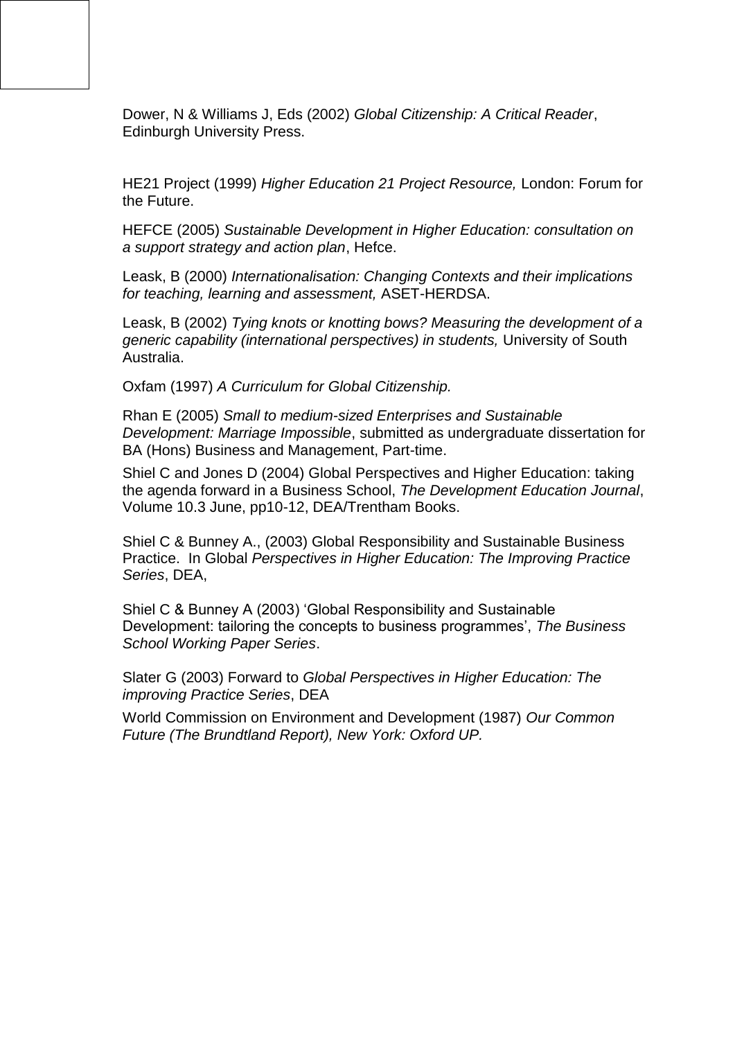Dower, N & Williams J, Eds (2002) *Global Citizenship: A Critical Reader*, Edinburgh University Press.

HE21 Project (1999) *Higher Education 21 Project Resource,* London: Forum for the Future.

HEFCE (2005) *Sustainable Development in Higher Education: consultation on a support strategy and action plan*, Hefce.

Leask, B (2000) *Internationalisation: Changing Contexts and their implications for teaching, learning and assessment,* ASET-HERDSA.

Leask, B (2002) *Tying knots or knotting bows? Measuring the development of a generic capability (international perspectives) in students,* University of South Australia.

Oxfam (1997) *A Curriculum for Global Citizenship.*

Rhan E (2005) *Small to medium-sized Enterprises and Sustainable Development: Marriage Impossible*, submitted as undergraduate dissertation for BA (Hons) Business and Management, Part-time.

Shiel C and Jones D (2004) Global Perspectives and Higher Education: taking the agenda forward in a Business School, *The Development Education Journal*, Volume 10.3 June, pp10-12, DEA/Trentham Books.

Shiel C & Bunney A., (2003) Global Responsibility and Sustainable Business Practice. In Global *Perspectives in Higher Education: The Improving Practice Series*, DEA,

Shiel C & Bunney A (2003) 'Global Responsibility and Sustainable Development: tailoring the concepts to business programmes', *The Business School Working Paper Series*.

Slater G (2003) Forward to *Global Perspectives in Higher Education: The improving Practice Series*, DEA

World Commission on Environment and Development (1987) *Our Common Future (The Brundtland Report), New York: Oxford UP.*